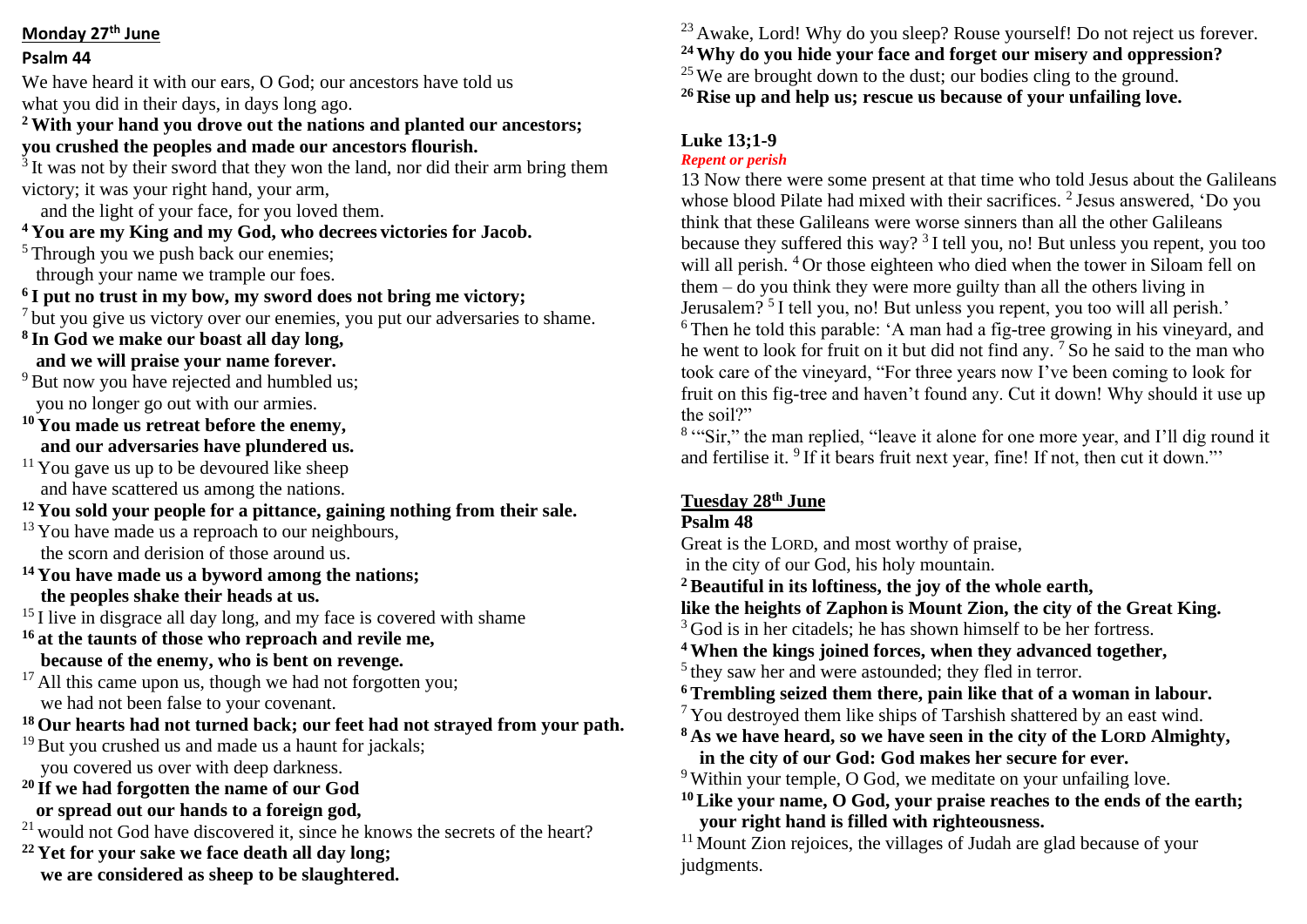## Monday 27th June

### Psalm 44

We have heard it with our ears, O God; our ancestors have told us what you did in their days, in days long ago.

**[2] With your hand you drove out the nations and planted our ancestors; you crushed the peoples and made our ancestors flourish.**

[3] It was not by their sword that they won the land, nor did their arm bring them victory; it was your right hand, your arm,
and the light of your face, for you loved them.

**[4] You are my King and my God, who decrees victories for Jacob.**

[5] Through you we push back our enemies;
through your name we trample our foes.

**[6] I put no trust in my bow, my sword does not bring me victory;**

[7] but you give us victory over our enemies, you put our adversaries to shame.

**[8] In God we make our boast all day long,**
**and we will praise your name forever.**

[9] But now you have rejected and humbled us;
you no longer go out with our armies.

**[10] You made us retreat before the enemy,**
**and our adversaries have plundered us.**

[11] You gave us up to be devoured like sheep
and have scattered us among the nations.

**[12] You sold your people for a pittance, gaining nothing from their sale.**

[13] You have made us a reproach to our neighbours,
the scorn and derision of those around us.

**[14] You have made us a byword among the nations;**
**the peoples shake their heads at us.**

[15] I live in disgrace all day long, and my face is covered with shame

**[16] at the taunts of those who reproach and revile me,**
**because of the enemy, who is bent on revenge.**

[17] All this came upon us, though we had not forgotten you;
we had not been false to your covenant.

**[18] Our hearts had not turned back; our feet had not strayed from your path.**

[19] But you crushed us and made us a haunt for jackals;
you covered us over with deep darkness.

**[20] If we had forgotten the name of our God**
**or spread out our hands to a foreign god,**

[21] would not God have discovered it, since he knows the secrets of the heart?

**[22] Yet for your sake we face death all day long;**
**we are considered as sheep to be slaughtered.**

[23] Awake, Lord! Why do you sleep? Rouse yourself! Do not reject us forever.

**[24] Why do you hide your face and forget our misery and oppression?**

[25] We are brought down to the dust; our bodies cling to the ground.

**[26] Rise up and help us; rescue us because of your unfailing love.**

### Luke 13;1-9

*Repent or perish*

13 Now there were some present at that time who told Jesus about the Galileans whose blood Pilate had mixed with their sacrifices. [2] Jesus answered, 'Do you think that these Galileans were worse sinners than all the other Galileans because they suffered this way? [3] I tell you, no! But unless you repent, you too will all perish. [4] Or those eighteen who died when the tower in Siloam fell on them – do you think they were more guilty than all the others living in Jerusalem? [5] I tell you, no! But unless you repent, you too will all perish.'
[6] Then he told this parable: 'A man had a fig-tree growing in his vineyard, and he went to look for fruit on it but did not find any. [7] So he said to the man who took care of the vineyard, "For three years now I've been coming to look for fruit on this fig-tree and haven't found any. Cut it down! Why should it use up the soil?"
[8] '"Sir," the man replied, "leave it alone for one more year, and I'll dig round it and fertilise it. [9] If it bears fruit next year, fine! If not, then cut it down."'

## Tuesday 28th June

### Psalm 48

Great is the LORD, and most worthy of praise,
in the city of our God, his holy mountain.

**[2] Beautiful in its loftiness, the joy of the whole earth,**
**like the heights of Zaphon is Mount Zion, the city of the Great King.**

[3] God is in her citadels; he has shown himself to be her fortress.

**[4] When the kings joined forces, when they advanced together,**

[5] they saw her and were astounded; they fled in terror.

**[6] Trembling seized them there, pain like that of a woman in labour.**

[7] You destroyed them like ships of Tarshish shattered by an east wind.

**[8] As we have heard, so we have seen in the city of the LORD Almighty,**
**in the city of our God: God makes her secure for ever.**

[9] Within your temple, O God, we meditate on your unfailing love.

**[10] Like your name, O God, your praise reaches to the ends of the earth;**
**your right hand is filled with righteousness.**

[11] Mount Zion rejoices, the villages of Judah are glad because of your judgments.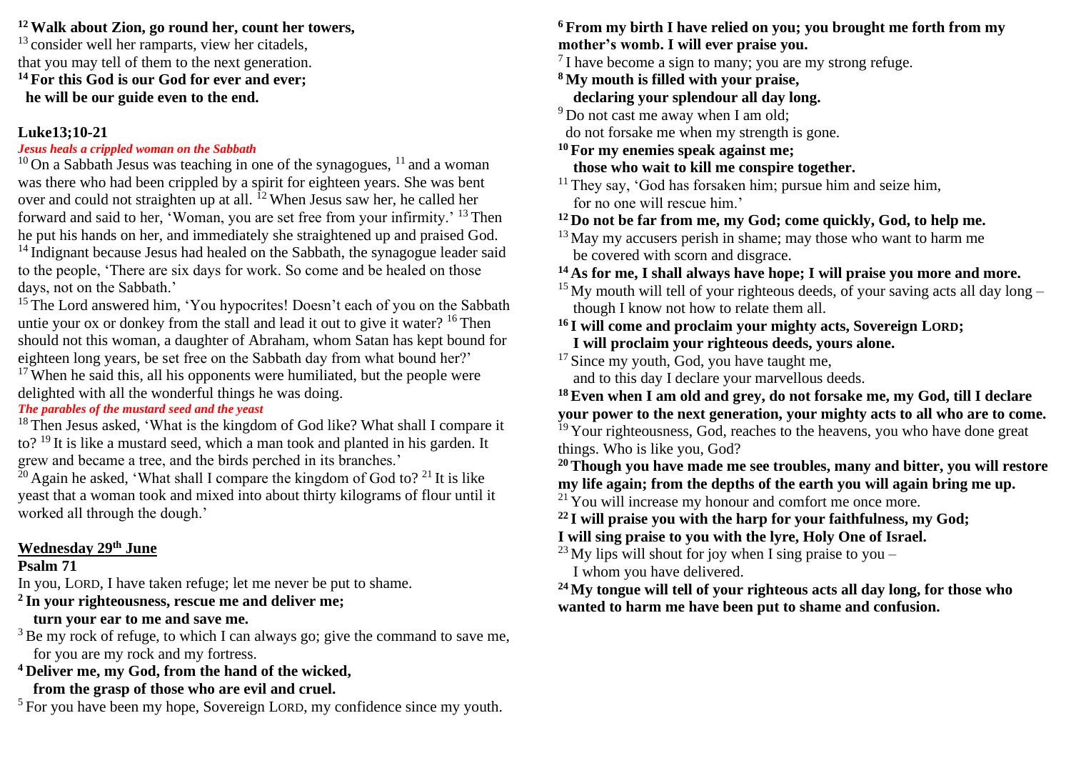**[12] Walk about Zion, go round her, count her towers,**
[13] consider well her ramparts, view her citadels,
that you may tell of them to the next generation.
**[14] For this God is our God for ever and ever;**
**he will be our guide even to the end.**

**Luke13;10-21**

***Jesus heals a crippled woman on the Sabbath***

[10] On a Sabbath Jesus was teaching in one of the synagogues, [11] and a woman was there who had been crippled by a spirit for eighteen years. She was bent over and could not straighten up at all. [12] When Jesus saw her, he called her forward and said to her, 'Woman, you are set free from your infirmity.' [13] Then he put his hands on her, and immediately she straightened up and praised God. [14] Indignant because Jesus had healed on the Sabbath, the synagogue leader said to the people, 'There are six days for work. So come and be healed on those days, not on the Sabbath.'

[15] The Lord answered him, 'You hypocrites! Doesn't each of you on the Sabbath untie your ox or donkey from the stall and lead it out to give it water? [16] Then should not this woman, a daughter of Abraham, whom Satan has kept bound for eighteen long years, be set free on the Sabbath day from what bound her?'

[17] When he said this, all his opponents were humiliated, but the people were delighted with all the wonderful things he was doing.

***The parables of the mustard seed and the yeast***

[18] Then Jesus asked, 'What is the kingdom of God like? What shall I compare it to? [19] It is like a mustard seed, which a man took and planted in his garden. It grew and became a tree, and the birds perched in its branches.'

[20] Again he asked, 'What shall I compare the kingdom of God to? [21] It is like yeast that a woman took and mixed into about thirty kilograms of flour until it worked all through the dough.'

**Wednesday 29th June**

**Psalm 71**

In you, LORD, I have taken refuge; let me never be put to shame.
**[2] In your righteousness, rescue me and deliver me;**
**turn your ear to me and save me.**
[3] Be my rock of refuge, to which I can always go; give the command to save me,
for you are my rock and my fortress.
**[4] Deliver me, my God, from the hand of the wicked,**
**from the grasp of those who are evil and cruel.**
[5] For you have been my hope, Sovereign LORD, my confidence since my youth.
**[6] From my birth I have relied on you; you brought me forth from my mother's womb. I will ever praise you.**
[7] I have become a sign to many; you are my strong refuge.
**[8] My mouth is filled with your praise,**
**declaring your splendour all day long.**
[9] Do not cast me away when I am old;
do not forsake me when my strength is gone.
**[10] For my enemies speak against me;**
**those who wait to kill me conspire together.**
[11] They say, 'God has forsaken him; pursue him and seize him,
for no one will rescue him.'
**[12] Do not be far from me, my God; come quickly, God, to help me.**
[13] May my accusers perish in shame; may those who want to harm me
be covered with scorn and disgrace.
**[14] As for me, I shall always have hope; I will praise you more and more.**
[15] My mouth will tell of your righteous deeds, of your saving acts all day long –
though I know not how to relate them all.
**[16] I will come and proclaim your mighty acts, Sovereign LORD;**
**I will proclaim your righteous deeds, yours alone.**
[17] Since my youth, God, you have taught me,
and to this day I declare your marvellous deeds.
**[18] Even when I am old and grey, do not forsake me, my God, till I declare your power to the next generation, your mighty acts to all who are to come.**
[19] Your righteousness, God, reaches to the heavens, you who have done great things. Who is like you, God?
**[20] Though you have made me see troubles, many and bitter, you will restore my life again; from the depths of the earth you will again bring me up.**
[21] You will increase my honour and comfort me once more.
**[22] I will praise you with the harp for your faithfulness, my God;**
**I will sing praise to you with the lyre, Holy One of Israel.**
[23] My lips will shout for joy when I sing praise to you –
I whom you have delivered.
**[24] My tongue will tell of your righteous acts all day long, for those who wanted to harm me have been put to shame and confusion.**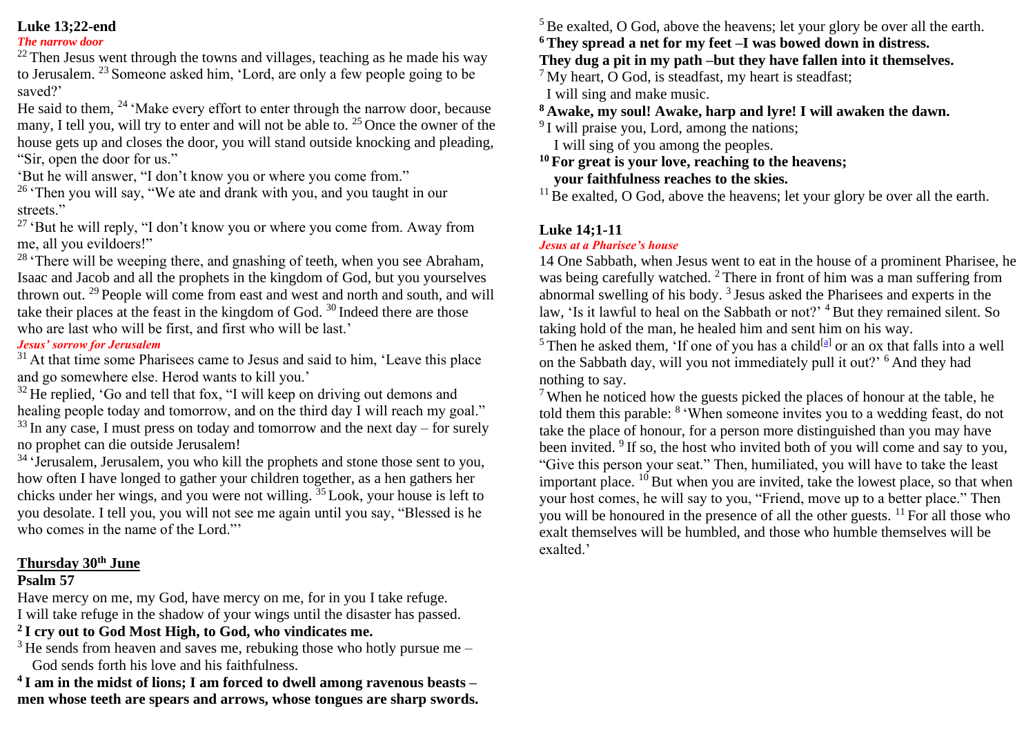**Luke 13;22-end**

***The narrow door***

[22] Then Jesus went through the towns and villages, teaching as he made his way to Jerusalem. [23] Someone asked him, 'Lord, are only a few people going to be saved?'

He said to them, [24] 'Make every effort to enter through the narrow door, because many, I tell you, will try to enter and will not be able to. [25] Once the owner of the house gets up and closes the door, you will stand outside knocking and pleading, "Sir, open the door for us."

'But he will answer, "I don't know you or where you come from."

[26] 'Then you will say, "We ate and drank with you, and you taught in our streets."

[27] 'But he will reply, "I don't know you or where you come from. Away from me, all you evildoers!"

[28] 'There will be weeping there, and gnashing of teeth, when you see Abraham, Isaac and Jacob and all the prophets in the kingdom of God, but you yourselves thrown out. [29] People will come from east and west and north and south, and will take their places at the feast in the kingdom of God. [30] Indeed there are those who are last who will be first, and first who will be last.'

***Jesus' sorrow for Jerusalem***

[31] At that time some Pharisees came to Jesus and said to him, 'Leave this place and go somewhere else. Herod wants to kill you.'

[32] He replied, 'Go and tell that fox, "I will keep on driving out demons and healing people today and tomorrow, and on the third day I will reach my goal." [33] In any case, I must press on today and tomorrow and the next day – for surely no prophet can die outside Jerusalem!

[34] 'Jerusalem, Jerusalem, you who kill the prophets and stone those sent to you, how often I have longed to gather your children together, as a hen gathers her chicks under her wings, and you were not willing. [35] Look, your house is left to you desolate. I tell you, you will not see me again until you say, "Blessed is he who comes in the name of the Lord."'

## Thursday 30th June

**Psalm 57**

Have mercy on me, my God, have mercy on me, for in you I take refuge.
I will take refuge in the shadow of your wings until the disaster has passed.

**[2] I cry out to God Most High, to God, who vindicates me.**

[3] He sends from heaven and saves me, rebuking those who hotly pursue me –
God sends forth his love and his faithfulness.

**[4] I am in the midst of lions; I am forced to dwell among ravenous beasts – men whose teeth are spears and arrows, whose tongues are sharp swords.**

[5] Be exalted, O God, above the heavens; let your glory be over all the earth.

**[6] They spread a net for my feet –I was bowed down in distress.**
**They dug a pit in my path –but they have fallen into it themselves.**

[7] My heart, O God, is steadfast, my heart is steadfast;
I will sing and make music.

**[8] Awake, my soul! Awake, harp and lyre! I will awaken the dawn.**

[9] I will praise you, Lord, among the nations;
I will sing of you among the peoples.

**[10] For great is your love, reaching to the heavens;**
**your faithfulness reaches to the skies.**

[11] Be exalted, O God, above the heavens; let your glory be over all the earth.

**Luke 14;1-11**

***Jesus at a Pharisee's house***

14 One Sabbath, when Jesus went to eat in the house of a prominent Pharisee, he was being carefully watched. [2] There in front of him was a man suffering from abnormal swelling of his body. [3] Jesus asked the Pharisees and experts in the law, 'Is it lawful to heal on the Sabbath or not?' [4] But they remained silent. So taking hold of the man, he healed him and sent him on his way.

[5] Then he asked them, 'If one of you has a child[a] or an ox that falls into a well on the Sabbath day, will you not immediately pull it out?' [6] And they had nothing to say.

[7] When he noticed how the guests picked the places of honour at the table, he told them this parable: [8] 'When someone invites you to a wedding feast, do not take the place of honour, for a person more distinguished than you may have been invited. [9] If so, the host who invited both of you will come and say to you, "Give this person your seat." Then, humiliated, you will have to take the least important place. [10] But when you are invited, take the lowest place, so that when your host comes, he will say to you, "Friend, move up to a better place." Then you will be honoured in the presence of all the other guests. [11] For all those who exalt themselves will be humbled, and those who humble themselves will be exalted.'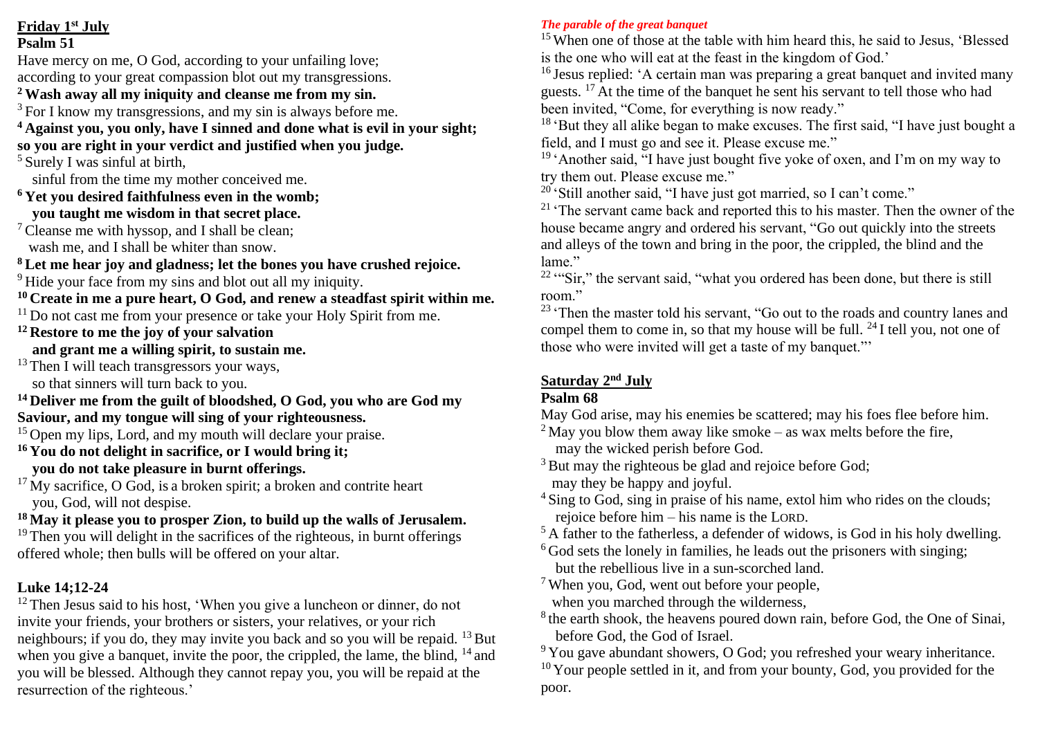**<u>Friday 1[st] July</u>**

**Psalm 51**

Have mercy on me, O God, according to your unfailing love;
according to your great compassion blot out my transgressions.

**[2] Wash away all my iniquity and cleanse me from my sin.**

[3] For I know my transgressions, and my sin is always before me.

**[4] Against you, you only, have I sinned and done what is evil in your sight; so you are right in your verdict and justified when you judge.**

[5] Surely I was sinful at birth,
sinful from the time my mother conceived me.

**[6] Yet you desired faithfulness even in the womb;
you taught me wisdom in that secret place.**

[7] Cleanse me with hyssop, and I shall be clean;
wash me, and I shall be whiter than snow.

**[8] Let me hear joy and gladness; let the bones you have crushed rejoice.**

[9] Hide your face from my sins and blot out all my iniquity.

**[10] Create in me a pure heart, O God, and renew a steadfast spirit within me.**

[11] Do not cast me from your presence or take your Holy Spirit from me.

**[12] Restore to me the joy of your salvation
and grant me a willing spirit, to sustain me.**

[13] Then I will teach transgressors your ways,
so that sinners will turn back to you.

**[14] Deliver me from the guilt of bloodshed, O God, you who are God my Saviour, and my tongue will sing of your righteousness.**

[15] Open my lips, Lord, and my mouth will declare your praise.

**[16] You do not delight in sacrifice, or I would bring it;
you do not take pleasure in burnt offerings.**

[17] My sacrifice, O God, is a broken spirit; a broken and contrite heart
you, God, will not despise.

**[18] May it please you to prosper Zion, to build up the walls of Jerusalem.**

[19] Then you will delight in the sacrifices of the righteous, in burnt offerings offered whole; then bulls will be offered on your altar.

**Luke 14;12-24**

[12] Then Jesus said to his host, 'When you give a luncheon or dinner, do not invite your friends, your brothers or sisters, your relatives, or your rich neighbours; if you do, they may invite you back and so you will be repaid. [13] But when you give a banquet, invite the poor, the crippled, the lame, the blind, [14] and you will be blessed. Although they cannot repay you, you will be repaid at the resurrection of the righteous.'

***The parable of the great banquet***

[15] When one of those at the table with him heard this, he said to Jesus, 'Blessed is the one who will eat at the feast in the kingdom of God.'

[16] Jesus replied: 'A certain man was preparing a great banquet and invited many guests. [17] At the time of the banquet he sent his servant to tell those who had been invited, "Come, for everything is now ready."

[18] 'But they all alike began to make excuses. The first said, "I have just bought a field, and I must go and see it. Please excuse me."

[19] 'Another said, "I have just bought five yoke of oxen, and I'm on my way to try them out. Please excuse me."

[20] 'Still another said, "I have just got married, so I can't come."

[21] 'The servant came back and reported this to his master. Then the owner of the house became angry and ordered his servant, "Go out quickly into the streets and alleys of the town and bring in the poor, the crippled, the blind and the lame."

[22] '"Sir," the servant said, "what you ordered has been done, but there is still room."

[23] 'Then the master told his servant, "Go out to the roads and country lanes and compel them to come in, so that my house will be full. [24] I tell you, not one of those who were invited will get a taste of my banquet."'

**<u>Saturday 2[nd] July</u>**

**Psalm 68**

May God arise, may his enemies be scattered; may his foes flee before him.

[2] May you blow them away like smoke – as wax melts before the fire,
may the wicked perish before God.

[3] But may the righteous be glad and rejoice before God;
may they be happy and joyful.

[4] Sing to God, sing in praise of his name, extol him who rides on the clouds;
rejoice before him – his name is the LORD.

[5] A father to the fatherless, a defender of widows, is God in his holy dwelling.

[6] God sets the lonely in families, he leads out the prisoners with singing;
but the rebellious live in a sun-scorched land.

[7] When you, God, went out before your people,
when you marched through the wilderness,

[8] the earth shook, the heavens poured down rain, before God, the One of Sinai,
before God, the God of Israel.

[9] You gave abundant showers, O God; you refreshed your weary inheritance.

[10] Your people settled in it, and from your bounty, God, you provided for the poor.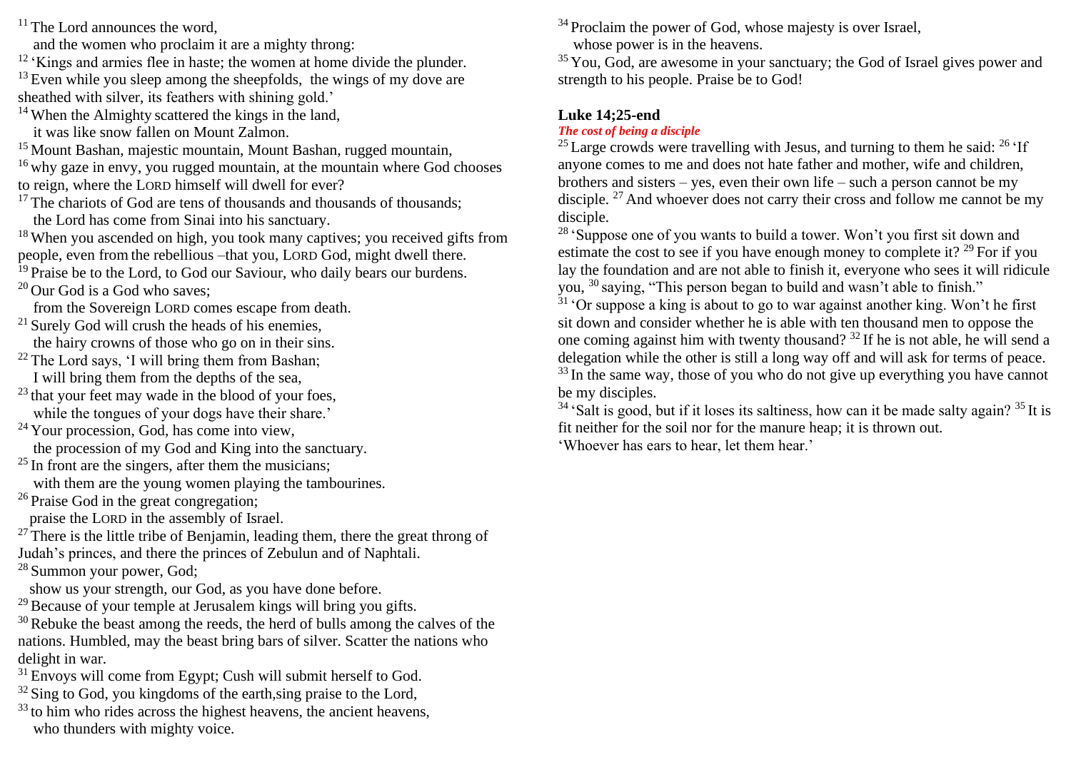[11] The Lord announces the word,
and the women who proclaim it are a mighty throng:
[12] 'Kings and armies flee in haste; the women at home divide the plunder.
[13] Even while you sleep among the sheepfolds, the wings of my dove are sheathed with silver, its feathers with shining gold.'
[14] When the Almighty scattered the kings in the land,
it was like snow fallen on Mount Zalmon.
[15] Mount Bashan, majestic mountain, Mount Bashan, rugged mountain,
[16] why gaze in envy, you rugged mountain, at the mountain where God chooses to reign, where the LORD himself will dwell for ever?
[17] The chariots of God are tens of thousands and thousands of thousands;
the Lord has come from Sinai into his sanctuary.
[18] When you ascended on high, you took many captives; you received gifts from people, even from the rebellious –that you, LORD God, might dwell there.
[19] Praise be to the Lord, to God our Saviour, who daily bears our burdens.
[20] Our God is a God who saves;
from the Sovereign LORD comes escape from death.
[21] Surely God will crush the heads of his enemies,
the hairy crowns of those who go on in their sins.
[22] The Lord says, 'I will bring them from Bashan;
I will bring them from the depths of the sea,
[23] that your feet may wade in the blood of your foes,
while the tongues of your dogs have their share.'
[24] Your procession, God, has come into view,
the procession of my God and King into the sanctuary.
[25] In front are the singers, after them the musicians;
with them are the young women playing the tambourines.
[26] Praise God in the great congregation;
praise the LORD in the assembly of Israel.
[27] There is the little tribe of Benjamin, leading them, there the great throng of Judah's princes, and there the princes of Zebulun and of Naphtali.
[28] Summon your power, God;
show us your strength, our God, as you have done before.
[29] Because of your temple at Jerusalem kings will bring you gifts.
[30] Rebuke the beast among the reeds, the herd of bulls among the calves of the nations. Humbled, may the beast bring bars of silver. Scatter the nations who delight in war.
[31] Envoys will come from Egypt; Cush will submit herself to God.
[32] Sing to God, you kingdoms of the earth,sing praise to the Lord,
[33] to him who rides across the highest heavens, the ancient heavens,
who thunders with mighty voice.
[34] Proclaim the power of God, whose majesty is over Israel,
whose power is in the heavens.
[35] You, God, are awesome in your sanctuary; the God of Israel gives power and strength to his people. Praise be to God!

**Luke 14;25-end**

***The cost of being a disciple***

[25] Large crowds were travelling with Jesus, and turning to them he said: [26] 'If anyone comes to me and does not hate father and mother, wife and children, brothers and sisters – yes, even their own life – such a person cannot be my disciple. [27] And whoever does not carry their cross and follow me cannot be my disciple.

[28] 'Suppose one of you wants to build a tower. Won't you first sit down and estimate the cost to see if you have enough money to complete it? [29] For if you lay the foundation and are not able to finish it, everyone who sees it will ridicule you, [30] saying, "This person began to build and wasn't able to finish."

[31] 'Or suppose a king is about to go to war against another king. Won't he first sit down and consider whether he is able with ten thousand men to oppose the one coming against him with twenty thousand? [32] If he is not able, he will send a delegation while the other is still a long way off and will ask for terms of peace. [33] In the same way, those of you who do not give up everything you have cannot be my disciples.

[34] 'Salt is good, but if it loses its saltiness, how can it be made salty again? [35] It is fit neither for the soil nor for the manure heap; it is thrown out.

'Whoever has ears to hear, let them hear.'